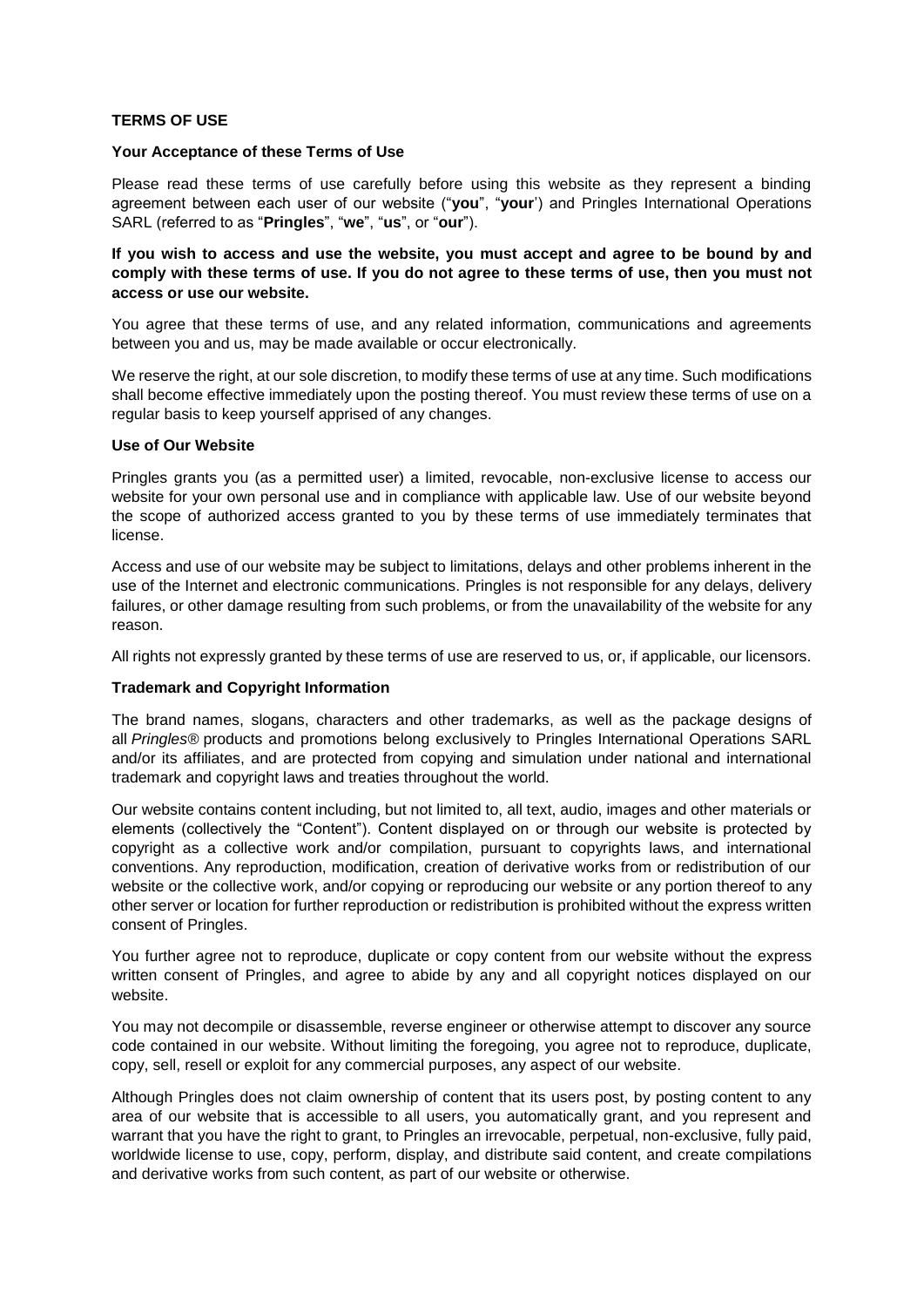**TERMS OF USE**

**Your Acceptance of these Terms of Use**

Please read these terms of use carefully before using this website as they represent a binding agreement between each user of our website ("**you**", "**your**') and Pringles International Operations SARL (referred to as "**Pringles**", "**we**", "**us**", or "**our**").

**If you wish to access and use the website, you must accept and agree to be bound by and comply with these terms of use. If you do not agree to these terms of use, then you must not access or use our website.**

You agree that these terms of use, and any related information, communications and agreements between you and us, may be made available or occur electronically.

We reserve the right, at our sole discretion, to modify these terms of use at any time. Such modifications shall become effective immediately upon the posting thereof. You must review these terms of use on a regular basis to keep yourself apprised of any changes.

**Use of Our Website**

Pringles grants you (as a permitted user) a limited, revocable, non-exclusive license to access our website for your own personal use and in compliance with applicable law. Use of our website beyond the scope of authorized access granted to you by these terms of use immediately terminates that license.

Access and use of our website may be subject to limitations, delays and other problems inherent in the use of the Internet and electronic communications. Pringles is not responsible for any delays, delivery failures, or other damage resulting from such problems, or from the unavailability of the website for any reason.

All rights not expressly granted by these terms of use are reserved to us, or, if applicable, our licensors.

**Trademark and Copyright Information**

The brand names, slogans, characters and other trademarks, as well as the package designs of all *Pringles®* products and promotions belong exclusively to Pringles International Operations SARL and/or its affiliates, and are protected from copying and simulation under national and international trademark and copyright laws and treaties throughout the world.

Our website contains content including, but not limited to, all text, audio, images and other materials or elements (collectively the "Content"). Content displayed on or through our website is protected by copyright as a collective work and/or compilation, pursuant to copyrights laws, and international conventions. Any reproduction, modification, creation of derivative works from or redistribution of our website or the collective work, and/or copying or reproducing our website or any portion thereof to any other server or location for further reproduction or redistribution is prohibited without the express written consent of Pringles.

You further agree not to reproduce, duplicate or copy content from our website without the express written consent of Pringles, and agree to abide by any and all copyright notices displayed on our website.

You may not decompile or disassemble, reverse engineer or otherwise attempt to discover any source code contained in our website. Without limiting the foregoing, you agree not to reproduce, duplicate, copy, sell, resell or exploit for any commercial purposes, any aspect of our website.

Although Pringles does not claim ownership of content that its users post, by posting content to any area of our website that is accessible to all users, you automatically grant, and you represent and warrant that you have the right to grant, to Pringles an irrevocable, perpetual, non-exclusive, fully paid, worldwide license to use, copy, perform, display, and distribute said content, and create compilations and derivative works from such content, as part of our website or otherwise.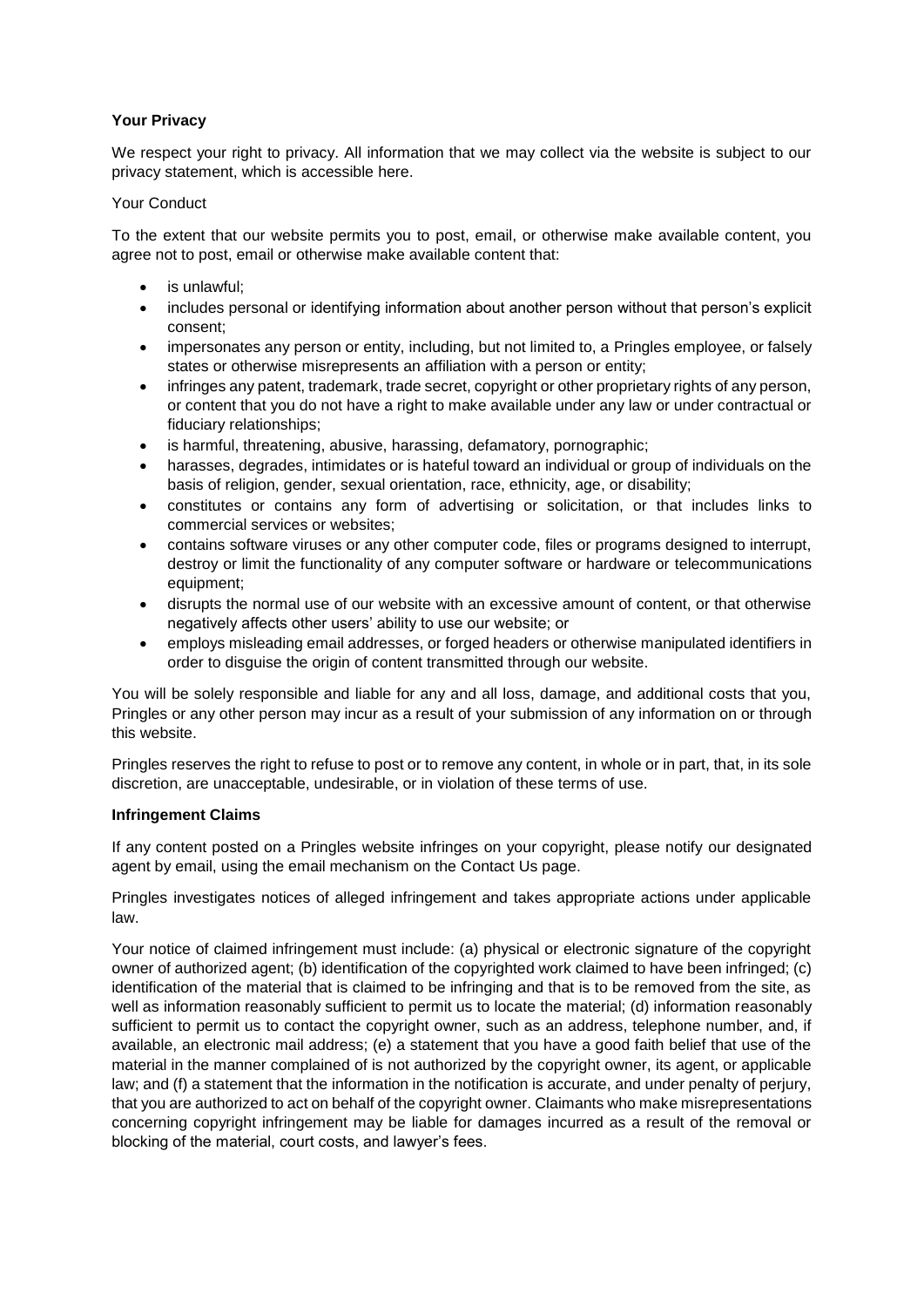**Your Privacy**

We respect your right to privacy. All information that we may collect via the website is subject to our privacy statement, which is accessible here.

Your Conduct

To the extent that our website permits you to post, email, or otherwise make available content, you agree not to post, email or otherwise make available content that:

- is unlawful;
- includes personal or identifying information about another person without that person's explicit consent;
- impersonates any person or entity, including, but not limited to, a Pringles employee, or falsely states or otherwise misrepresents an affiliation with a person or entity;
- infringes any patent, trademark, trade secret, copyright or other proprietary rights of any person, or content that you do not have a right to make available under any law or under contractual or fiduciary relationships;
- is harmful, threatening, abusive, harassing, defamatory, pornographic;
- harasses, degrades, intimidates or is hateful toward an individual or group of individuals on the basis of religion, gender, sexual orientation, race, ethnicity, age, or disability;
- constitutes or contains any form of advertising or solicitation, or that includes links to commercial services or websites;
- contains software viruses or any other computer code, files or programs designed to interrupt, destroy or limit the functionality of any computer software or hardware or telecommunications equipment;
- disrupts the normal use of our website with an excessive amount of content, or that otherwise negatively affects other users' ability to use our website; or
- employs misleading email addresses, or forged headers or otherwise manipulated identifiers in order to disguise the origin of content transmitted through our website.

You will be solely responsible and liable for any and all loss, damage, and additional costs that you, Pringles or any other person may incur as a result of your submission of any information on or through this website.

Pringles reserves the right to refuse to post or to remove any content, in whole or in part, that, in its sole discretion, are unacceptable, undesirable, or in violation of these terms of use.

**Infringement Claims**

If any content posted on a Pringles website infringes on your copyright, please notify our designated agent by email, using the email mechanism on the Contact Us page.

Pringles investigates notices of alleged infringement and takes appropriate actions under applicable law.

Your notice of claimed infringement must include: (a) physical or electronic signature of the copyright owner of authorized agent; (b) identification of the copyrighted work claimed to have been infringed; (c) identification of the material that is claimed to be infringing and that is to be removed from the site, as well as information reasonably sufficient to permit us to locate the material; (d) information reasonably sufficient to permit us to contact the copyright owner, such as an address, telephone number, and, if available, an electronic mail address; (e) a statement that you have a good faith belief that use of the material in the manner complained of is not authorized by the copyright owner, its agent, or applicable law; and (f) a statement that the information in the notification is accurate, and under penalty of perjury, that you are authorized to act on behalf of the copyright owner. Claimants who make misrepresentations concerning copyright infringement may be liable for damages incurred as a result of the removal or blocking of the material, court costs, and lawyer's fees.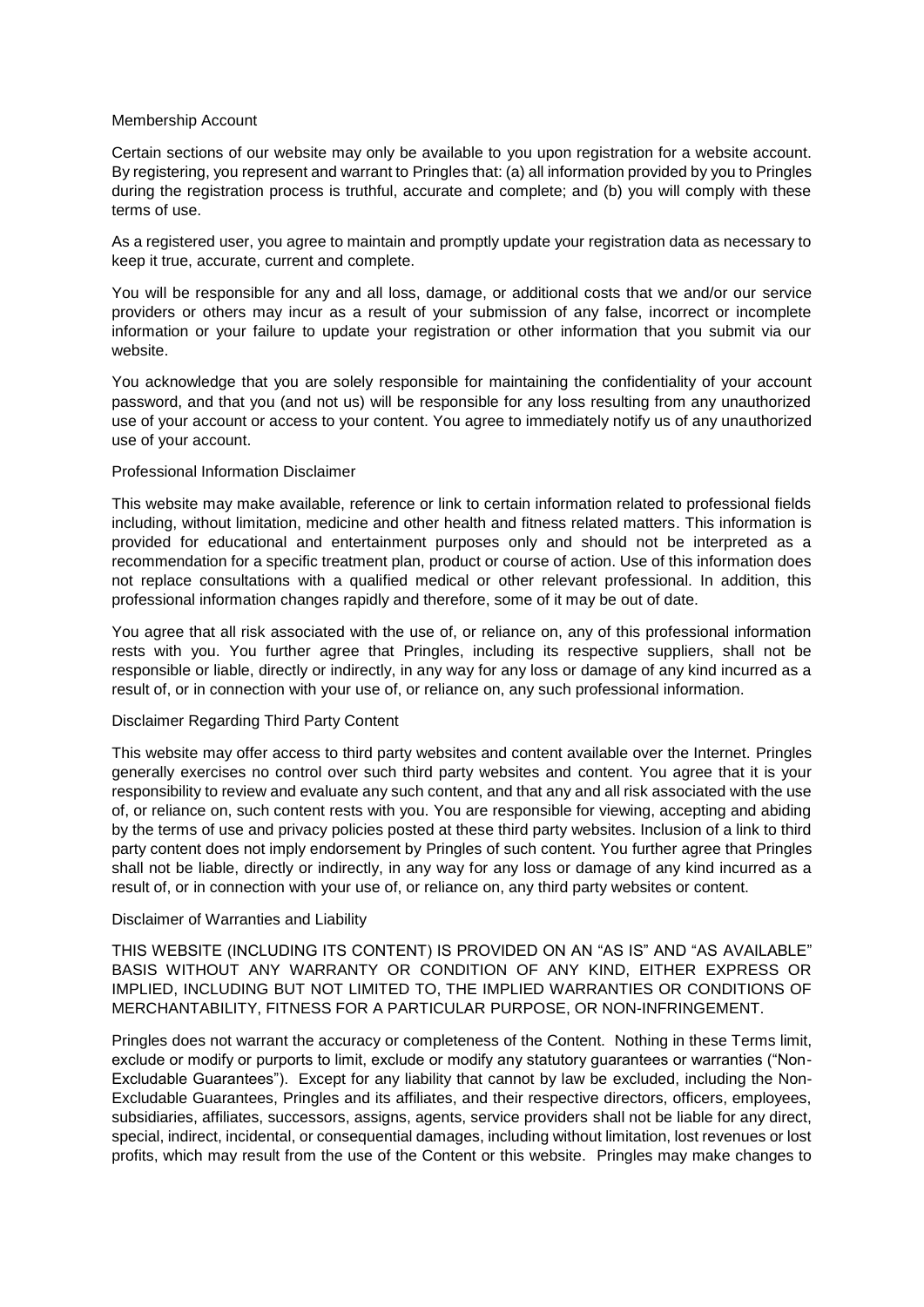## Membership Account

Certain sections of our website may only be available to you upon registration for a website account. By registering, you represent and warrant to Pringles that: (a) all information provided by you to Pringles during the registration process is truthful, accurate and complete; and (b) you will comply with these terms of use.

As a registered user, you agree to maintain and promptly update your registration data as necessary to keep it true, accurate, current and complete.

You will be responsible for any and all loss, damage, or additional costs that we and/or our service providers or others may incur as a result of your submission of any false, incorrect or incomplete information or your failure to update your registration or other information that you submit via our website.

You acknowledge that you are solely responsible for maintaining the confidentiality of your account password, and that you (and not us) will be responsible for any loss resulting from any unauthorized use of your account or access to your content. You agree to immediately notify us of any unauthorized use of your account.

## Professional Information Disclaimer

This website may make available, reference or link to certain information related to professional fields including, without limitation, medicine and other health and fitness related matters. This information is provided for educational and entertainment purposes only and should not be interpreted as a recommendation for a specific treatment plan, product or course of action. Use of this information does not replace consultations with a qualified medical or other relevant professional. In addition, this professional information changes rapidly and therefore, some of it may be out of date.

You agree that all risk associated with the use of, or reliance on, any of this professional information rests with you. You further agree that Pringles, including its respective suppliers, shall not be responsible or liable, directly or indirectly, in any way for any loss or damage of any kind incurred as a result of, or in connection with your use of, or reliance on, any such professional information.

## Disclaimer Regarding Third Party Content

This website may offer access to third party websites and content available over the Internet. Pringles generally exercises no control over such third party websites and content. You agree that it is your responsibility to review and evaluate any such content, and that any and all risk associated with the use of, or reliance on, such content rests with you. You are responsible for viewing, accepting and abiding by the terms of use and privacy policies posted at these third party websites. Inclusion of a link to third party content does not imply endorsement by Pringles of such content. You further agree that Pringles shall not be liable, directly or indirectly, in any way for any loss or damage of any kind incurred as a result of, or in connection with your use of, or reliance on, any third party websites or content.

## Disclaimer of Warranties and Liability

THIS WEBSITE (INCLUDING ITS CONTENT) IS PROVIDED ON AN "AS IS" AND "AS AVAILABLE" BASIS WITHOUT ANY WARRANTY OR CONDITION OF ANY KIND, EITHER EXPRESS OR IMPLIED, INCLUDING BUT NOT LIMITED TO, THE IMPLIED WARRANTIES OR CONDITIONS OF MERCHANTABILITY, FITNESS FOR A PARTICULAR PURPOSE, OR NON-INFRINGEMENT.

Pringles does not warrant the accuracy or completeness of the Content. Nothing in these Terms limit, exclude or modify or purports to limit, exclude or modify any statutory guarantees or warranties ("Non-Excludable Guarantees"). Except for any liability that cannot by law be excluded, including the Non-Excludable Guarantees, Pringles and its affiliates, and their respective directors, officers, employees, subsidiaries, affiliates, successors, assigns, agents, service providers shall not be liable for any direct, special, indirect, incidental, or consequential damages, including without limitation, lost revenues or lost profits, which may result from the use of the Content or this website. Pringles may make changes to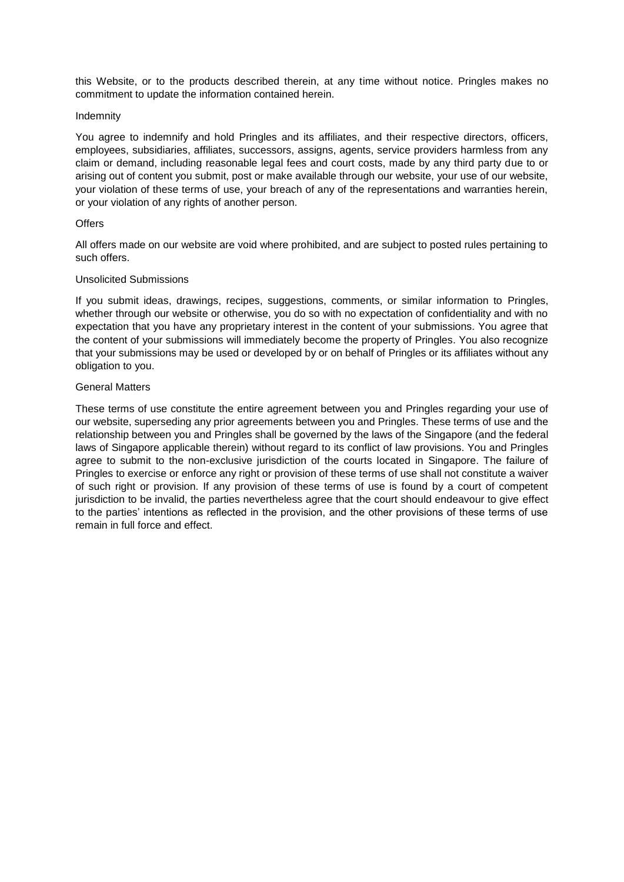this Website, or to the products described therein, at any time without notice. Pringles makes no commitment to update the information contained herein.

## Indemnity

You agree to indemnify and hold Pringles and its affiliates, and their respective directors, officers, employees, subsidiaries, affiliates, successors, assigns, agents, service providers harmless from any claim or demand, including reasonable legal fees and court costs, made by any third party due to or arising out of content you submit, post or make available through our website, your use of our website, your violation of these terms of use, your breach of any of the representations and warranties herein, or your violation of any rights of another person.

## Offers

All offers made on our website are void where prohibited, and are subject to posted rules pertaining to such offers.

## Unsolicited Submissions

If you submit ideas, drawings, recipes, suggestions, comments, or similar information to Pringles, whether through our website or otherwise, you do so with no expectation of confidentiality and with no expectation that you have any proprietary interest in the content of your submissions. You agree that the content of your submissions will immediately become the property of Pringles. You also recognize that your submissions may be used or developed by or on behalf of Pringles or its affiliates without any obligation to you.

## General Matters

These terms of use constitute the entire agreement between you and Pringles regarding your use of our website, superseding any prior agreements between you and Pringles. These terms of use and the relationship between you and Pringles shall be governed by the laws of the Singapore (and the federal laws of Singapore applicable therein) without regard to its conflict of law provisions. You and Pringles agree to submit to the non-exclusive jurisdiction of the courts located in Singapore. The failure of Pringles to exercise or enforce any right or provision of these terms of use shall not constitute a waiver of such right or provision. If any provision of these terms of use is found by a court of competent jurisdiction to be invalid, the parties nevertheless agree that the court should endeavour to give effect to the parties' intentions as reflected in the provision, and the other provisions of these terms of use remain in full force and effect.